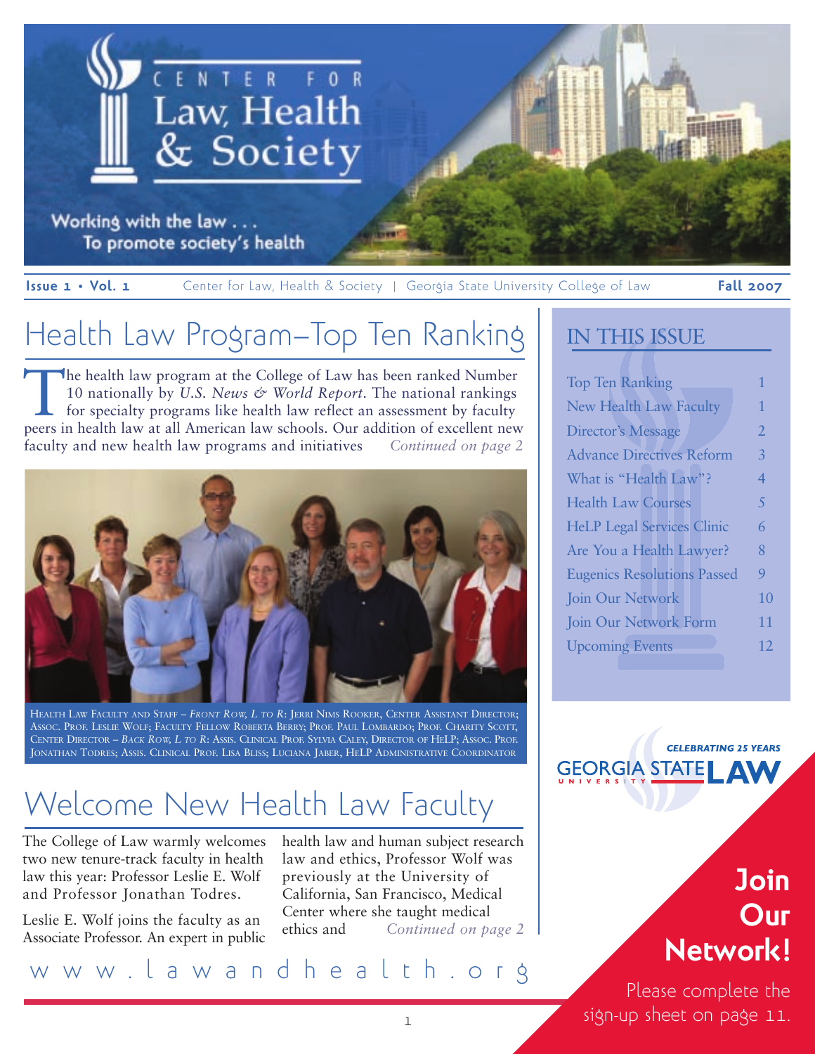# Center for Law, Health & Society

Working with the law . . .
To promote society's health

**Issue 1 • Vol. 1** Center for Law, Health & Society | Georgia State University College of Law **Fall 2007**

## Health Law Program–Top Ten Ranking

The health law program at the College of Law has been ranked Number 10 nationally by *U.S. News & World Report*. The national rankings for specialty programs like health law reflect an assessment by faculty peers in health law at all American law schools. Our addition of excellent new faculty and new health law programs and initiatives *Continued on page 2*

Health Law Faculty and Staff – *Front Row, L to R*: Jerri Nims Rooker, Center Assistant Director; Assoc. Prof. Leslie Wolf; Faculty Fellow Roberta Berry; Prof. Paul Lombardo; Prof. Charity Scott, Center Director – *Back Row, L to R*: Assis. Clinical Prof. Sylvia Caley, Director of HeLP; Assoc. Prof. Jonathan Todres; Assis. Clinical Prof. Lisa Bliss; Luciana Jaber, HeLP Administrative Coordinator

## Welcome New Health Law Faculty

The College of Law warmly welcomes two new tenure-track faculty in health law this year: Professor Leslie E. Wolf and Professor Jonathan Todres.

Leslie E. Wolf joins the faculty as an Associate Professor. An expert in public health law and human subject research law and ethics, Professor Wolf was previously at the University of California, San Francisco, Medical Center where she taught medical ethics and *Continued on page 2*

www.lawandhealth.org

## IN THIS ISSUE

| | |
|---|---|
| Top Ten Ranking | 1 |
| New Health Law Faculty | 1 |
| Director's Message | 2 |
| Advance Directives Reform | 3 |
| What is "Health Law"? | 4 |
| Health Law Courses | 5 |
| HeLP Legal Services Clinic | 6 |
| Are You a Health Lawyer? | 8 |
| Eugenics Resolutions Passed | 9 |
| Join Our Network | 10 |
| Join Our Network Form | 11 |
| Upcoming Events | 12 |

CELEBRATING 25 YEARS
GEORGIA STATE UNIVERSITY LAW

**Join Our Network!**

Please complete the sign-up sheet on page 11.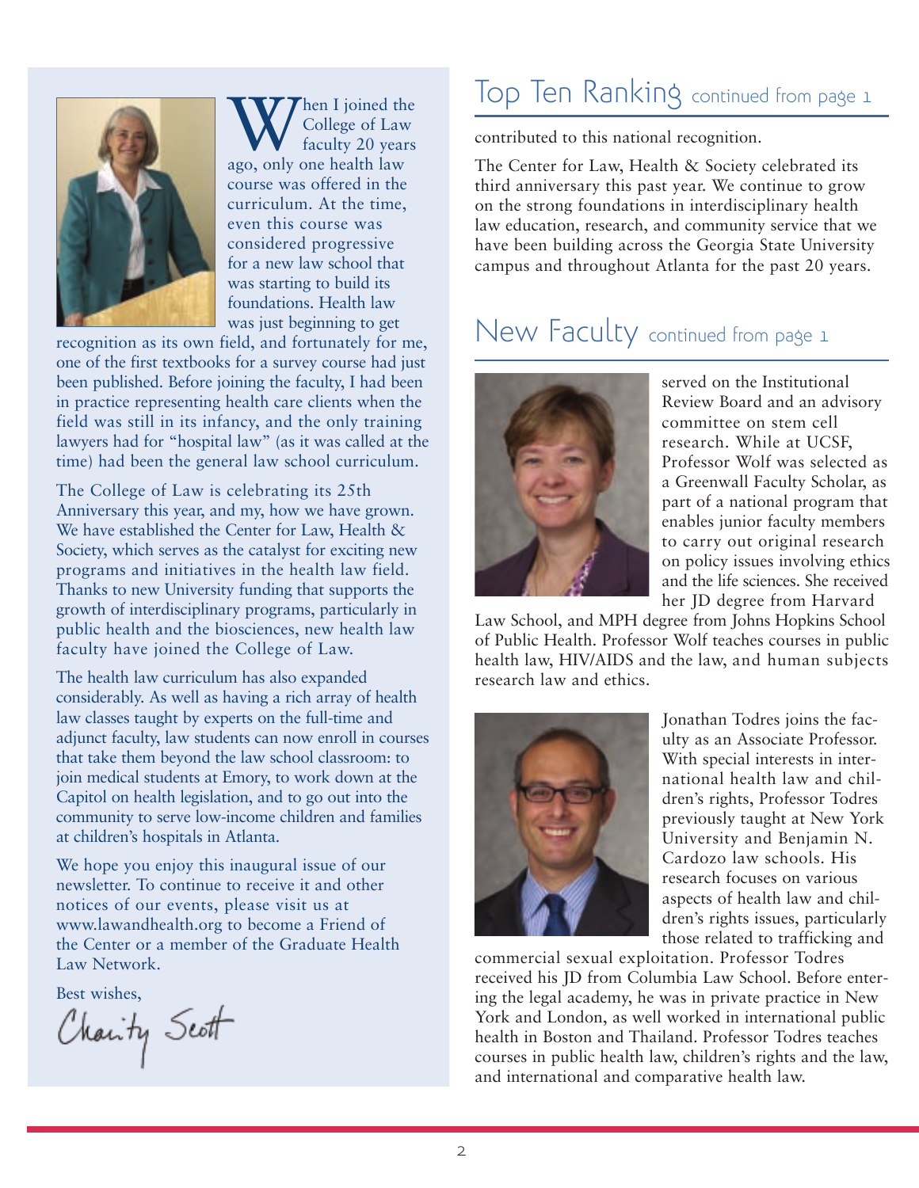When I joined the College of Law faculty 20 years ago, only one health law course was offered in the curriculum. At the time, even this course was considered progressive for a new law school that was starting to build its foundations. Health law was just beginning to get recognition as its own field, and fortunately for me, one of the first textbooks for a survey course had just been published. Before joining the faculty, I had been in practice representing health care clients when the field was still in its infancy, and the only training lawyers had for "hospital law" (as it was called at the time) had been the general law school curriculum.

The College of Law is celebrating its 25th Anniversary this year, and my, how we have grown. We have established the Center for Law, Health & Society, which serves as the catalyst for exciting new programs and initiatives in the health law field. Thanks to new University funding that supports the growth of interdisciplinary programs, particularly in public health and the biosciences, new health law faculty have joined the College of Law.

The health law curriculum has also expanded considerably. As well as having a rich array of health law classes taught by experts on the full-time and adjunct faculty, law students can now enroll in courses that take them beyond the law school classroom: to join medical students at Emory, to work down at the Capitol on health legislation, and to go out into the community to serve low-income children and families at children's hospitals in Atlanta.

We hope you enjoy this inaugural issue of our newsletter. To continue to receive it and other notices of our events, please visit us at www.lawandhealth.org to become a Friend of the Center or a member of the Graduate Health Law Network.

Best wishes,

Charity Scott

## Top Ten Ranking continued from page 1

contributed to this national recognition.

The Center for Law, Health & Society celebrated its third anniversary this past year. We continue to grow on the strong foundations in interdisciplinary health law education, research, and community service that we have been building across the Georgia State University campus and throughout Atlanta for the past 20 years.

## New Faculty continued from page 1

served on the Institutional Review Board and an advisory committee on stem cell research. While at UCSF, Professor Wolf was selected as a Greenwall Faculty Scholar, as part of a national program that enables junior faculty members to carry out original research on policy issues involving ethics and the life sciences. She received her JD degree from Harvard Law School, and MPH degree from Johns Hopkins School of Public Health. Professor Wolf teaches courses in public health law, HIV/AIDS and the law, and human subjects research law and ethics.

Jonathan Todres joins the faculty as an Associate Professor. With special interests in international health law and children's rights, Professor Todres previously taught at New York University and Benjamin N. Cardozo law schools. His research focuses on various aspects of health law and children's rights issues, particularly those related to trafficking and commercial sexual exploitation. Professor Todres received his JD from Columbia Law School. Before entering the legal academy, he was in private practice in New York and London, as well worked in international public health in Boston and Thailand. Professor Todres teaches courses in public health law, children's rights and the law, and international and comparative health law.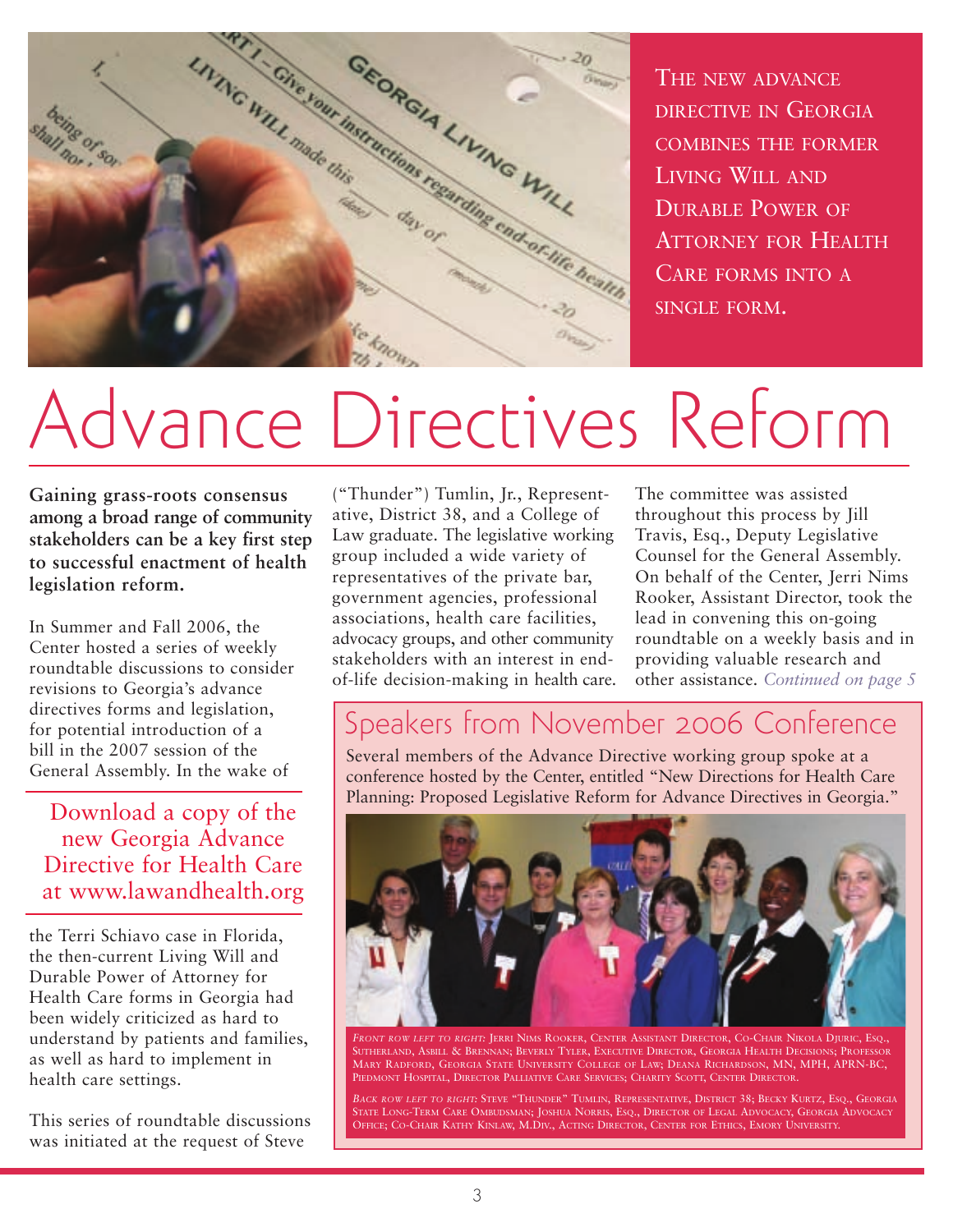THE NEW ADVANCE DIRECTIVE IN GEORGIA COMBINES THE FORMER LIVING WILL AND DURABLE POWER OF ATTORNEY FOR HEALTH CARE FORMS INTO A SINGLE FORM.

# Advance Directives Reform

**Gaining grass-roots consensus among a broad range of community stakeholders can be a key first step to successful enactment of health legislation reform.**

In Summer and Fall 2006, the Center hosted a series of weekly roundtable discussions to consider revisions to Georgia's advance directives forms and legislation, for potential introduction of a bill in the 2007 session of the General Assembly. In the wake of the Terri Schiavo case in Florida, the then-current Living Will and Durable Power of Attorney for Health Care forms in Georgia had been widely criticized as hard to understand by patients and families, as well as hard to implement in health care settings.

This series of roundtable discussions was initiated at the request of Steve ("Thunder") Tumlin, Jr., Representative, District 38, and a College of Law graduate. The legislative working group included a wide variety of representatives of the private bar, government agencies, professional associations, health care facilities, advocacy groups, and other community stakeholders with an interest in end-of-life decision-making in health care. The committee was assisted throughout this process by Jill Travis, Esq., Deputy Legislative Counsel for the General Assembly. On behalf of the Center, Jerri Nims Rooker, Assistant Director, took the lead in convening this on-going roundtable on a weekly basis and in providing valuable research and other assistance. *Continued on page 5*

Download a copy of the new Georgia Advance Directive for Health Care at www.lawandhealth.org

## Speakers from November 2006 Conference

Several members of the Advance Directive working group spoke at a conference hosted by the Center, entitled "New Directions for Health Care Planning: Proposed Legislative Reform for Advance Directives in Georgia."

*FRONT ROW LEFT TO RIGHT:* JERRI NIMS ROOKER, CENTER ASSISTANT DIRECTOR, CO-CHAIR NIKOLA DJURIC, ESQ., SUTHERLAND, ASBILL & BRENNAN; BEVERLY TYLER, EXECUTIVE DIRECTOR, GEORGIA HEALTH DECISIONS; PROFESSOR MARY RADFORD, GEORGIA STATE UNIVERSITY COLLEGE OF LAW; DEANA RICHARDSON, MN, MPH, APRN-BC, PIEDMONT HOSPITAL, DIRECTOR PALLIATIVE CARE SERVICES; CHARITY SCOTT, CENTER DIRECTOR.

*BACK ROW LEFT TO RIGHT:* STEVE "THUNDER" TUMLIN, REPRESENTATIVE, DISTRICT 38; BECKY KURTZ, ESQ., GEORGIA STATE LONG-TERM CARE OMBUDSMAN; JOSHUA NORRIS, ESQ., DIRECTOR OF LEGAL ADVOCACY, GEORGIA ADVOCACY OFFICE; CO-CHAIR KATHY KINLAW, M.DIV., ACTING DIRECTOR, CENTER FOR ETHICS, EMORY UNIVERSITY.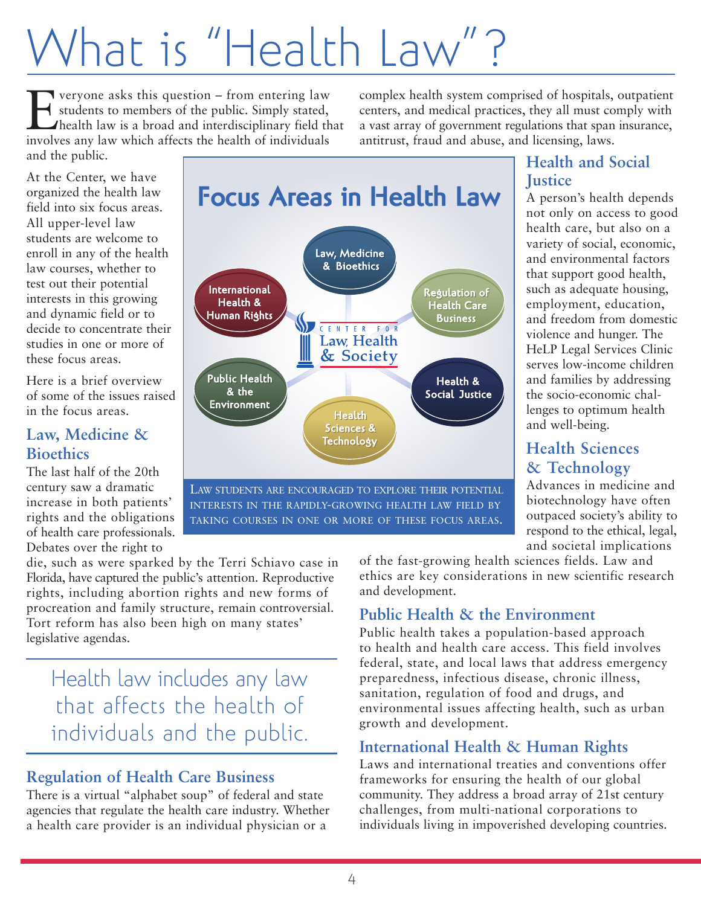# What is "Health Law"?

Everyone asks this question – from entering law students to members of the public. Simply stated, health law is a broad and interdisciplinary field that involves any law which affects the health of individuals and the public.

At the Center, we have organized the health law field into six focus areas. All upper-level law students are welcome to enroll in any of the health law courses, whether to test out their potential interests in this growing and dynamic field or to decide to concentrate their studies in one or more of these focus areas.

Here is a brief overview of some of the issues raised in the focus areas.

**Focus Areas in Health Law**

Center for Law, Health & Society

- Law, Medicine & Bioethics
- Regulation of Health Care Business
- Health & Social Justice
- Health Sciences & Technology
- Public Health & the Environment
- International Health & Human Rights

LAW STUDENTS ARE ENCOURAGED TO EXPLORE THEIR POTENTIAL INTERESTS IN THE RAPIDLY-GROWING HEALTH LAW FIELD BY TAKING COURSES IN ONE OR MORE OF THESE FOCUS AREAS.

## Law, Medicine & Bioethics

The last half of the 20th century saw a dramatic increase in both patients' rights and the obligations of health care professionals. Debates over the right to die, such as were sparked by the Terri Schiavo case in Florida, have captured the public's attention. Reproductive rights, including abortion rights and new forms of procreation and family structure, remain controversial. Tort reform has also been high on many states' legislative agendas.

> Health law includes any law that affects the health of individuals and the public.

## Regulation of Health Care Business

There is a virtual "alphabet soup" of federal and state agencies that regulate the health care industry. Whether a health care provider is an individual physician or a complex health system comprised of hospitals, outpatient centers, and medical practices, they all must comply with a vast array of government regulations that span insurance, antitrust, fraud and abuse, and licensing, laws.

## Health and Social Justice

A person's health depends not only on access to good health care, but also on a variety of social, economic, and environmental factors that support good health, such as adequate housing, employment, education, and freedom from domestic violence and hunger. The HeLP Legal Services Clinic serves low-income children and families by addressing the socio-economic challenges to optimum health and well-being.

## Health Sciences & Technology

Advances in medicine and biotechnology have often outpaced society's ability to respond to the ethical, legal, and societal implications of the fast-growing health sciences fields. Law and ethics are key considerations in new scientific research and development.

## Public Health & the Environment

Public health takes a population-based approach to health and health care access. This field involves federal, state, and local laws that address emergency preparedness, infectious disease, chronic illness, sanitation, regulation of food and drugs, and environmental issues affecting health, such as urban growth and development.

## International Health & Human Rights

Laws and international treaties and conventions offer frameworks for ensuring the health of our global community. They address a broad array of 21st century challenges, from multi-national corporations to individuals living in impoverished developing countries.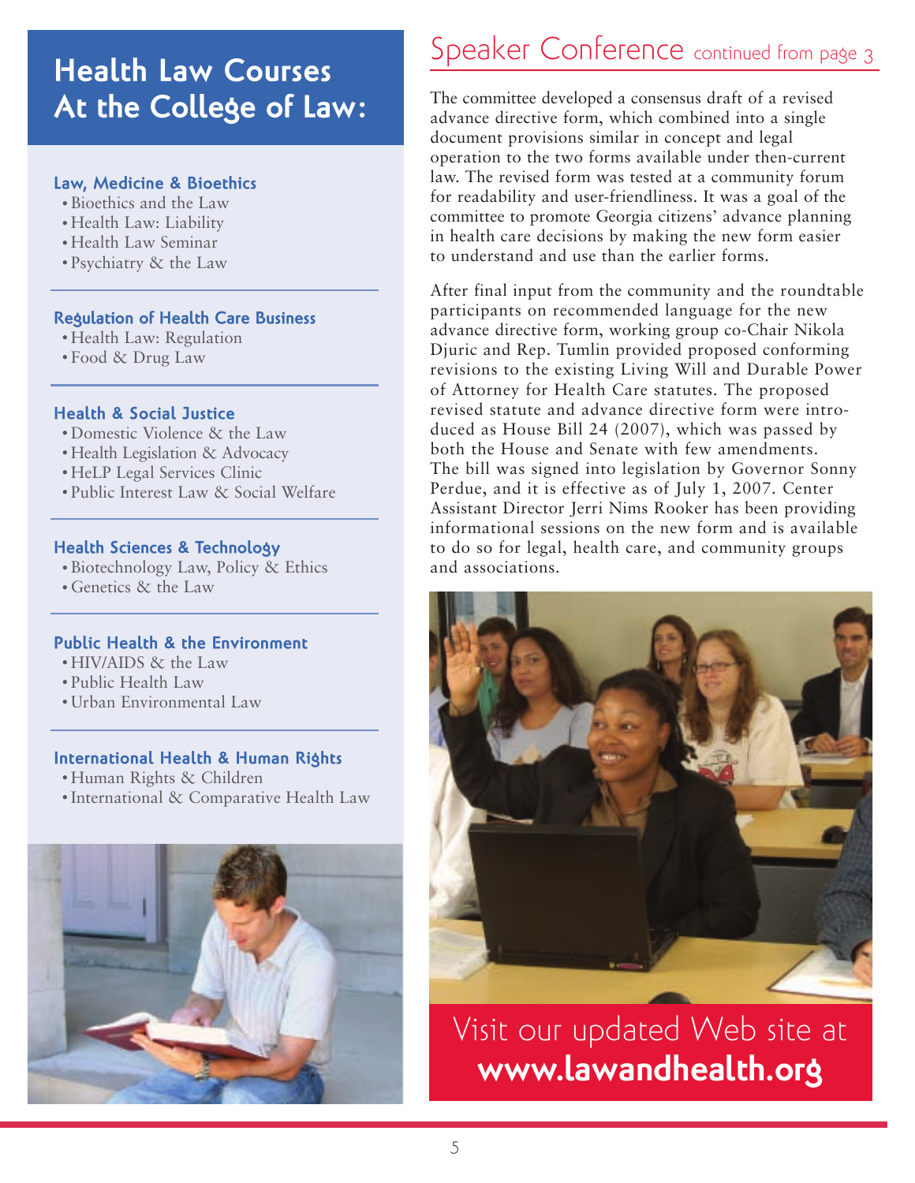## Health Law Courses At the College of Law:

### Law, Medicine & Bioethics

- Bioethics and the Law
- Health Law: Liability
- Health Law Seminar
- Psychiatry & the Law

### Regulation of Health Care Business

- Health Law: Regulation
- Food & Drug Law

### Health & Social Justice

- Domestic Violence & the Law
- Health Legislation & Advocacy
- HeLP Legal Services Clinic
- Public Interest Law & Social Welfare

### Health Sciences & Technology

- Biotechnology Law, Policy & Ethics
- Genetics & the Law

### Public Health & the Environment

- HIV/AIDS & the Law
- Public Health Law
- Urban Environmental Law

### International Health & Human Rights

- Human Rights & Children
- International & Comparative Health Law

## Speaker Conference continued from page 3

The committee developed a consensus draft of a revised advance directive form, which combined into a single document provisions similar in concept and legal operation to the two forms available under then-current law. The revised form was tested at a community forum for readability and user-friendliness. It was a goal of the committee to promote Georgia citizens' advance planning in health care decisions by making the new form easier to understand and use than the earlier forms.

After final input from the community and the roundtable participants on recommended language for the new advance directive form, working group co-Chair Nikola Djuric and Rep. Tumlin provided proposed conforming revisions to the existing Living Will and Durable Power of Attorney for Health Care statutes. The proposed revised statute and advance directive form were introduced as House Bill 24 (2007), which was passed by both the House and Senate with few amendments. The bill was signed into legislation by Governor Sonny Perdue, and it is effective as of July 1, 2007. Center Assistant Director Jerri Nims Rooker has been providing informational sessions on the new form and is available to do so for legal, health care, and community groups and associations.

Visit our updated Web site at **www.lawandhealth.org**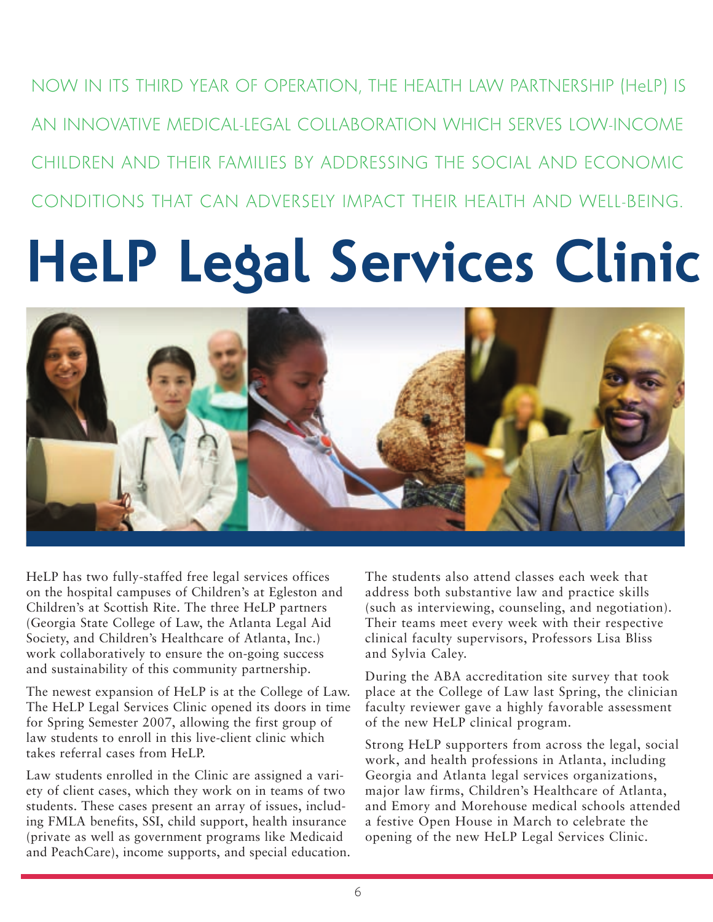NOW IN ITS THIRD YEAR OF OPERATION, THE HEALTH LAW PARTNERSHIP (HeLP) IS AN INNOVATIVE MEDICAL-LEGAL COLLABORATION WHICH SERVES LOW-INCOME CHILDREN AND THEIR FAMILIES BY ADDRESSING THE SOCIAL AND ECONOMIC CONDITIONS THAT CAN ADVERSELY IMPACT THEIR HEALTH AND WELL-BEING.

# HeLP Legal Services Clinic

HeLP has two fully-staffed free legal services offices on the hospital campuses of Children's at Egleston and Children's at Scottish Rite. The three HeLP partners (Georgia State College of Law, the Atlanta Legal Aid Society, and Children's Healthcare of Atlanta, Inc.) work collaboratively to ensure the on-going success and sustainability of this community partnership.

The newest expansion of HeLP is at the College of Law. The HeLP Legal Services Clinic opened its doors in time for Spring Semester 2007, allowing the first group of law students to enroll in this live-client clinic which takes referral cases from HeLP.

Law students enrolled in the Clinic are assigned a variety of client cases, which they work on in teams of two students. These cases present an array of issues, including FMLA benefits, SSI, child support, health insurance (private as well as government programs like Medicaid and PeachCare), income supports, and special education. The students also attend classes each week that address both substantive law and practice skills (such as interviewing, counseling, and negotiation). Their teams meet every week with their respective clinical faculty supervisors, Professors Lisa Bliss and Sylvia Caley.

During the ABA accreditation site survey that took place at the College of Law last Spring, the clinician faculty reviewer gave a highly favorable assessment of the new HeLP clinical program.

Strong HeLP supporters from across the legal, social work, and health professions in Atlanta, including Georgia and Atlanta legal services organizations, major law firms, Children's Healthcare of Atlanta, and Emory and Morehouse medical schools attended a festive Open House in March to celebrate the opening of the new HeLP Legal Services Clinic.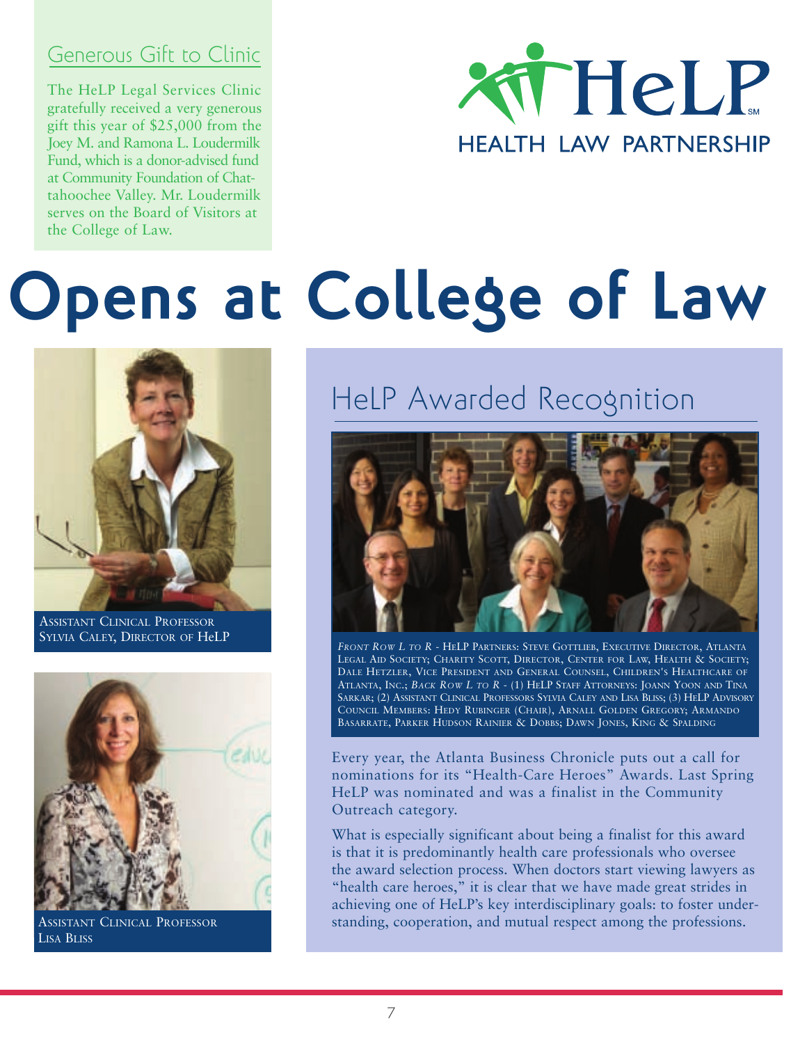## Generous Gift to Clinic

The HeLP Legal Services Clinic gratefully received a very generous gift this year of $25,000 from the Joey M. and Ramona L. Loudermilk Fund, which is a donor-advised fund at Community Foundation of Chattahoochee Valley. Mr. Loudermilk serves on the Board of Visitors at the College of Law.

HeLP[SM]
HEALTH LAW PARTNERSHIP

# Opens at College of Law

ASSISTANT CLINICAL PROFESSOR SYLVIA CALEY, DIRECTOR OF HeLP

ASSISTANT CLINICAL PROFESSOR LISA BLISS

## HeLP Awarded Recognition

*FRONT ROW L TO R* - HELP PARTNERS: STEVE GOTTLIEB, EXECUTIVE DIRECTOR, ATLANTA LEGAL AID SOCIETY; CHARITY SCOTT, DIRECTOR, CENTER FOR LAW, HEALTH & SOCIETY; DALE HETZLER, VICE PRESIDENT AND GENERAL COUNSEL, CHILDREN'S HEALTHCARE OF ATLANTA, INC.; *BACK ROW L TO R* - (1) HELP STAFF ATTORNEYS: JOANN YOON AND TINA SARKAR; (2) ASSISTANT CLINICAL PROFESSORS SYLVIA CALEY AND LISA BLISS; (3) HELP ADVISORY COUNCIL MEMBERS: HEDY RUBINGER (CHAIR), ARNALL GOLDEN GREGORY; ARMANDO BASARRATE, PARKER HUDSON RAINIER & DOBBS; DAWN JONES, KING & SPALDING

Every year, the Atlanta Business Chronicle puts out a call for nominations for its "Health-Care Heroes" Awards. Last Spring HeLP was nominated and was a finalist in the Community Outreach category.

What is especially significant about being a finalist for this award is that it is predominantly health care professionals who oversee the award selection process. When doctors start viewing lawyers as "health care heroes," it is clear that we have made great strides in achieving one of HeLP's key interdisciplinary goals: to foster understanding, cooperation, and mutual respect among the professions.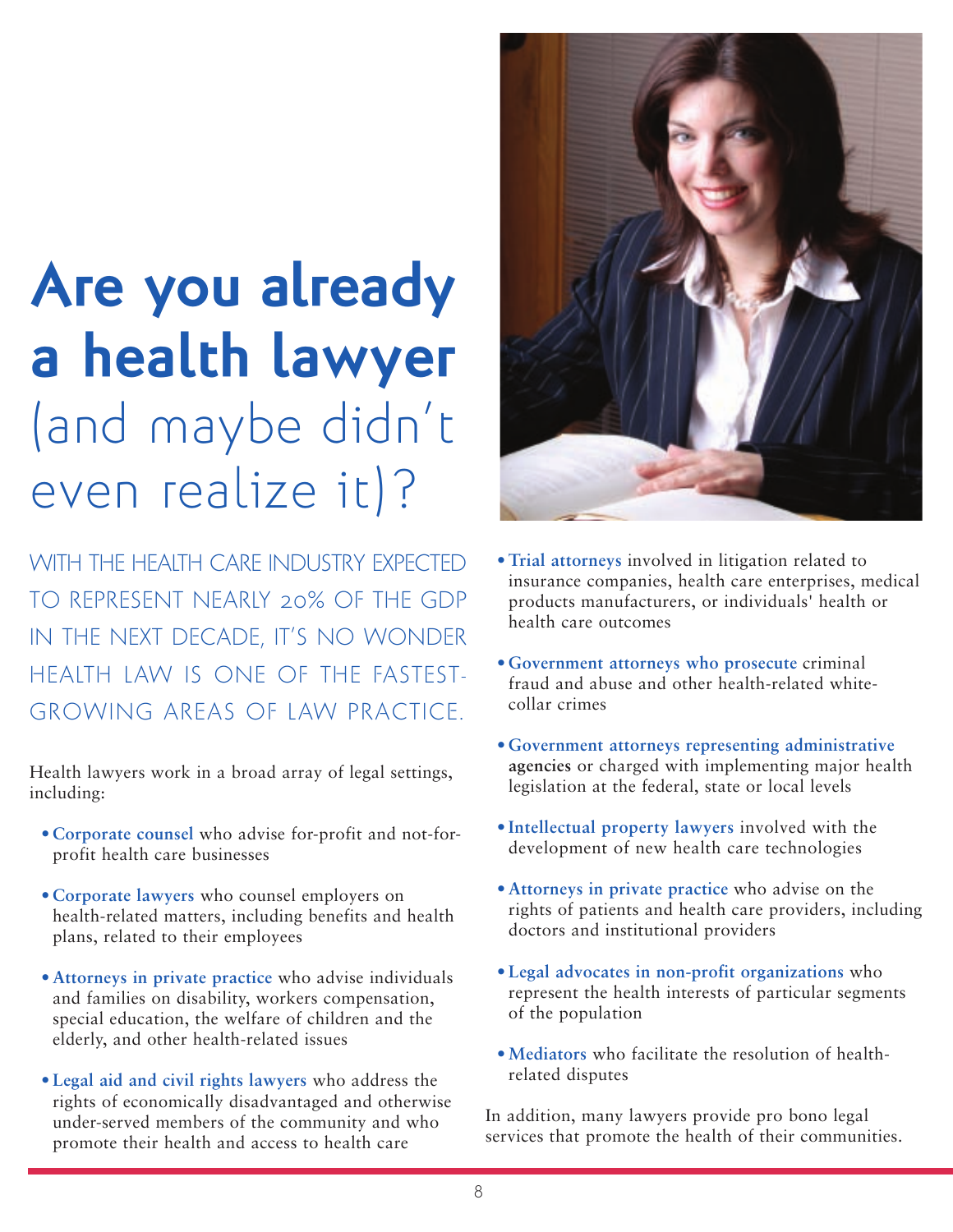# Are you already a health lawyer (and maybe didn't even realize it)?

WITH THE HEALTH CARE INDUSTRY EXPECTED TO REPRESENT NEARLY 20% OF THE GDP IN THE NEXT DECADE, IT'S NO WONDER HEALTH LAW IS ONE OF THE FASTEST-GROWING AREAS OF LAW PRACTICE.

Health lawyers work in a broad array of legal settings, including:

- **Corporate counsel** who advise for-profit and not-for-profit health care businesses
- **Corporate lawyers** who counsel employers on health-related matters, including benefits and health plans, related to their employees
- **Attorneys in private practice** who advise individuals and families on disability, workers compensation, special education, the welfare of children and the elderly, and other health-related issues
- **Legal aid and civil rights lawyers** who address the rights of economically disadvantaged and otherwise under-served members of the community and who promote their health and access to health care
- **Trial attorneys** involved in litigation related to insurance companies, health care enterprises, medical products manufacturers, or individuals' health or health care outcomes
- **Government attorneys who prosecute** criminal fraud and abuse and other health-related white-collar crimes
- **Government attorneys representing administrative agencies** or charged with implementing major health legislation at the federal, state or local levels
- **Intellectual property lawyers** involved with the development of new health care technologies
- **Attorneys in private practice** who advise on the rights of patients and health care providers, including doctors and institutional providers
- **Legal advocates in non-profit organizations** who represent the health interests of particular segments of the population
- **Mediators** who facilitate the resolution of health-related disputes

In addition, many lawyers provide pro bono legal services that promote the health of their communities.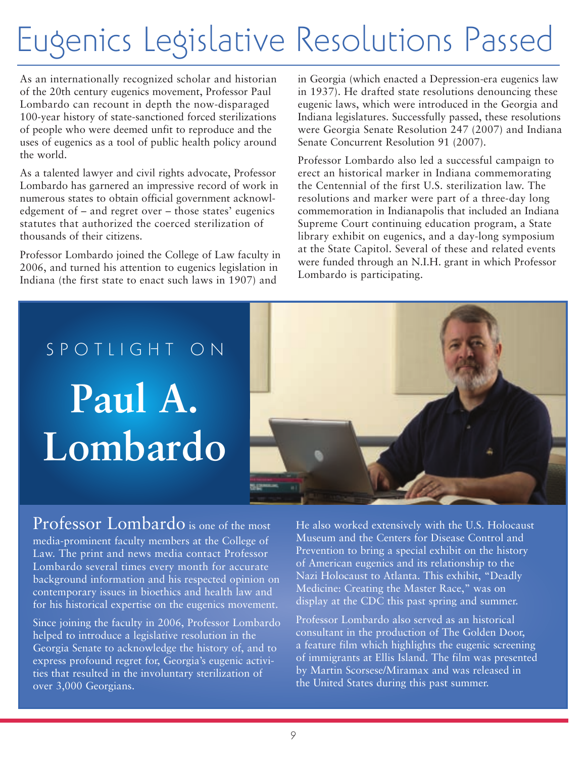# Eugenics Legislative Resolutions Passed

As an internationally recognized scholar and historian of the 20th century eugenics movement, Professor Paul Lombardo can recount in depth the now-disparaged 100-year history of state-sanctioned forced sterilizations of people who were deemed unfit to reproduce and the uses of eugenics as a tool of public health policy around the world.

As a talented lawyer and civil rights advocate, Professor Lombardo has garnered an impressive record of work in numerous states to obtain official government acknowledgement of – and regret over – those states' eugenics statutes that authorized the coerced sterilization of thousands of their citizens.

Professor Lombardo joined the College of Law faculty in 2006, and turned his attention to eugenics legislation in Indiana (the first state to enact such laws in 1907) and in Georgia (which enacted a Depression-era eugenics law in 1937). He drafted state resolutions denouncing these eugenic laws, which were introduced in the Georgia and Indiana legislatures. Successfully passed, these resolutions were Georgia Senate Resolution 247 (2007) and Indiana Senate Concurrent Resolution 91 (2007).

Professor Lombardo also led a successful campaign to erect an historical marker in Indiana commemorating the Centennial of the first U.S. sterilization law. The resolutions and marker were part of a three-day long commemoration in Indianapolis that included an Indiana Supreme Court continuing education program, a State library exhibit on eugenics, and a day-long symposium at the State Capitol. Several of these and related events were funded through an N.I.H. grant in which Professor Lombardo is participating.

## SPOTLIGHT ON

# Paul A. Lombardo

**Professor Lombardo** is one of the most media-prominent faculty members at the College of Law. The print and news media contact Professor Lombardo several times every month for accurate background information and his respected opinion on contemporary issues in bioethics and health law and for his historical expertise on the eugenics movement.

Since joining the faculty in 2006, Professor Lombardo helped to introduce a legislative resolution in the Georgia Senate to acknowledge the history of, and to express profound regret for, Georgia's eugenic activities that resulted in the involuntary sterilization of over 3,000 Georgians.

He also worked extensively with the U.S. Holocaust Museum and the Centers for Disease Control and Prevention to bring a special exhibit on the history of American eugenics and its relationship to the Nazi Holocaust to Atlanta. This exhibit, "Deadly Medicine: Creating the Master Race," was on display at the CDC this past spring and summer.

Professor Lombardo also served as an historical consultant in the production of The Golden Door, a feature film which highlights the eugenic screening of immigrants at Ellis Island. The film was presented by Martin Scorsese/Miramax and was released in the United States during this past summer.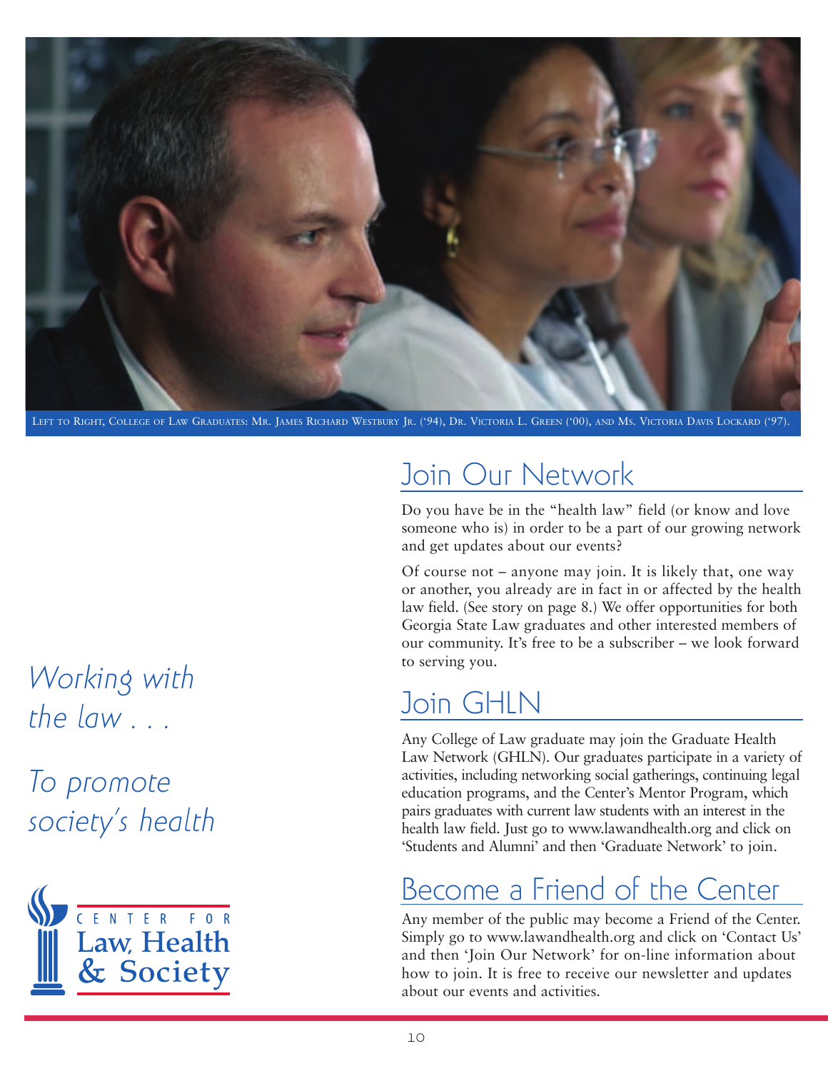Left to Right, College of Law Graduates: Mr. James Richard Westbury Jr. ('94), Dr. Victoria L. Green ('00), and Ms. Victoria Davis Lockard ('97).

*Working with the law . . .*

*To promote society's health*

CENTER FOR Law, Health & Society

## Join Our Network

Do you have be in the "health law" field (or know and love someone who is) in order to be a part of our growing network and get updates about our events?

Of course not – anyone may join. It is likely that, one way or another, you already are in fact in or affected by the health law field. (See story on page 8.) We offer opportunities for both Georgia State Law graduates and other interested members of our community. It's free to be a subscriber – we look forward to serving you.

## Join GHLN

Any College of Law graduate may join the Graduate Health Law Network (GHLN). Our graduates participate in a variety of activities, including networking social gatherings, continuing legal education programs, and the Center's Mentor Program, which pairs graduates with current law students with an interest in the health law field. Just go to www.lawandhealth.org and click on 'Students and Alumni' and then 'Graduate Network' to join.

## Become a Friend of the Center

Any member of the public may become a Friend of the Center. Simply go to www.lawandhealth.org and click on 'Contact Us' and then 'Join Our Network' for on-line information about how to join. It is free to receive our newsletter and updates about our events and activities.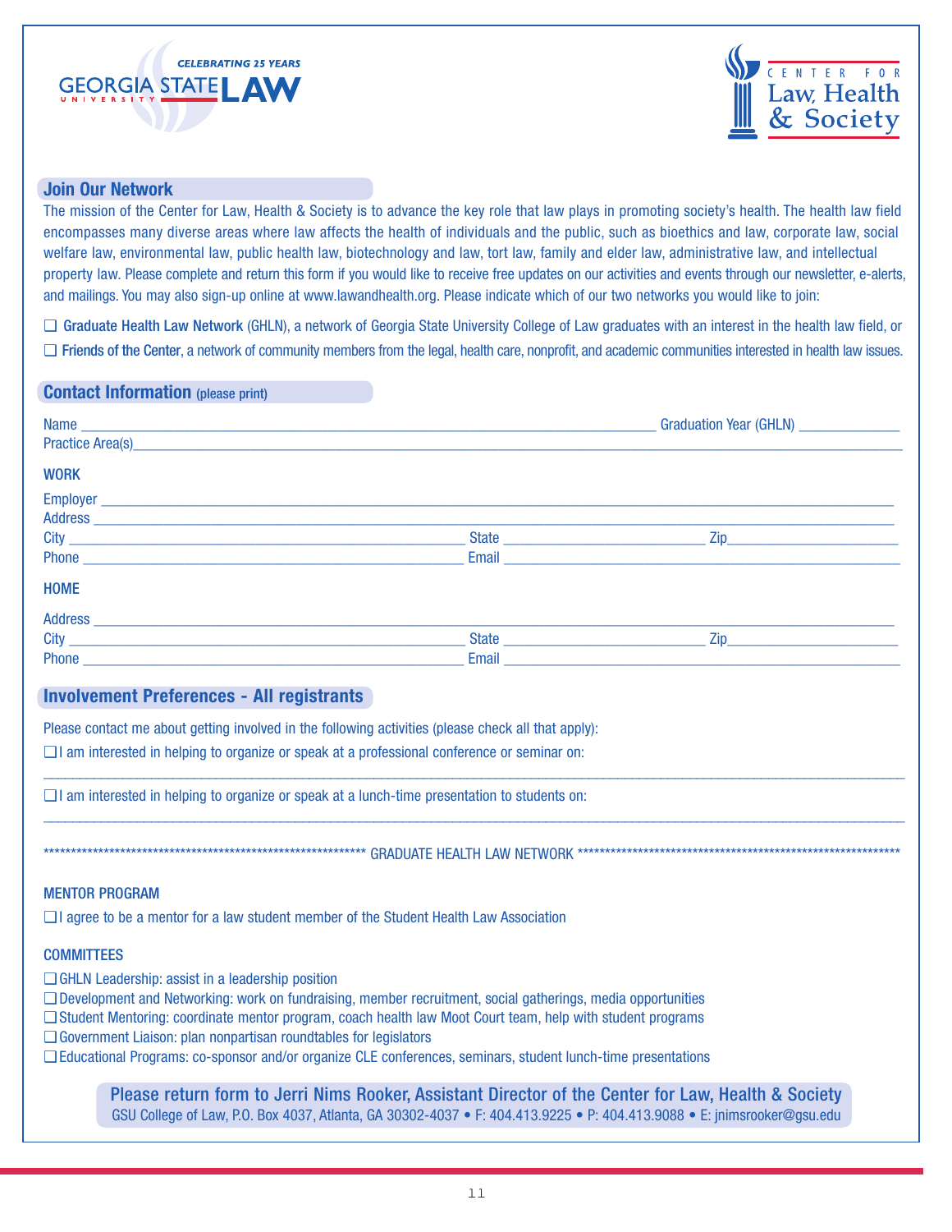CELEBRATING 25 YEARS

GEORGIA STATE UNIVERSITY LAW

CENTER FOR Law, Health & Society

## Join Our Network

The mission of the Center for Law, Health & Society is to advance the key role that law plays in promoting society's health. The health law field encompasses many diverse areas where law affects the health of individuals and the public, such as bioethics and law, corporate law, social welfare law, environmental law, public health law, biotechnology and law, tort law, family and elder law, administrative law, and intellectual property law. Please complete and return this form if you would like to receive free updates on our activities and events through our newsletter, e-alerts, and mailings. You may also sign-up online at www.lawandhealth.org. Please indicate which of our two networks you would like to join:

❑ **Graduate Health Law Network** (GHLN), a network of Georgia State University College of Law graduates with an interest in the health law field, or

❑ **Friends of the Center**, a network of community members from the legal, health care, nonprofit, and academic communities interested in health law issues.

## Contact Information (please print)

Name ______________________________ Graduation Year (GHLN) __________

Practice Area(s)______________________________

**WORK**

Employer ______________________________

Address ______________________________

City ____________________ State ____________ Zip____________

Phone ____________________ Email ______________________________

**HOME**

Address ______________________________

City ____________________ State ____________ Zip____________

Phone ____________________ Email ______________________________

## Involvement Preferences - All registrants

Please contact me about getting involved in the following activities (please check all that apply):

❑ I am interested in helping to organize or speak at a professional conference or seminar on:

______________________________

❑ I am interested in helping to organize or speak at a lunch-time presentation to students on:

______________________________

************************************************************ GRADUATE HEALTH LAW NETWORK ************************************************************

**MENTOR PROGRAM**

❑ I agree to be a mentor for a law student member of the Student Health Law Association

**COMMITTEES**

❑ GHLN Leadership: assist in a leadership position

❑ Development and Networking: work on fundraising, member recruitment, social gatherings, media opportunities

❑ Student Mentoring: coordinate mentor program, coach health law Moot Court team, help with student programs

❑ Government Liaison: plan nonpartisan roundtables for legislators

❑ Educational Programs: co-sponsor and/or organize CLE conferences, seminars, student lunch-time presentations

**Please return form to Jerri Nims Rooker, Assistant Director of the Center for Law, Health & Society**

GSU College of Law, P.O. Box 4037, Atlanta, GA 30302-4037 • F: 404.413.9225 • P: 404.413.9088 • E: jnimsrooker@gsu.edu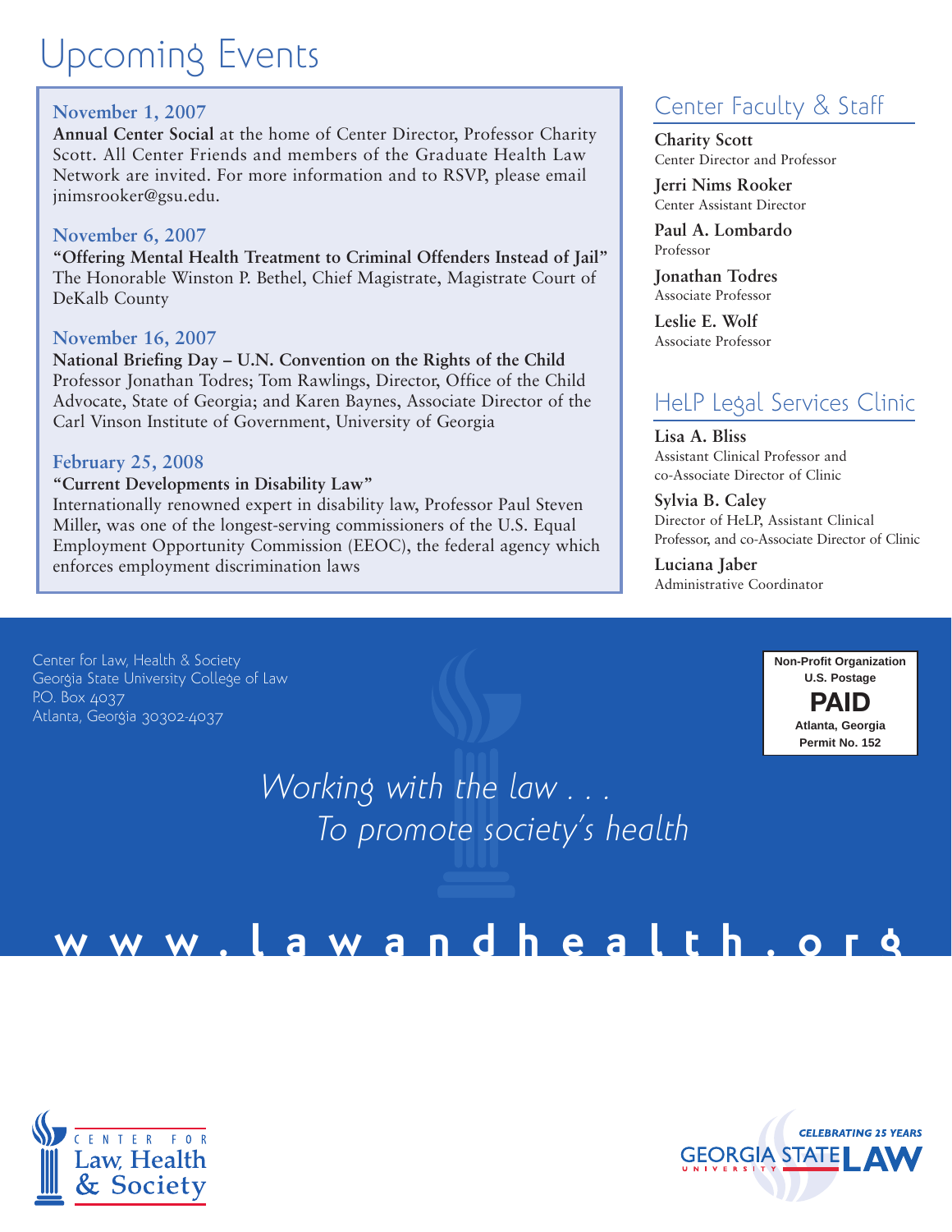# Upcoming Events

### November 1, 2007

**Annual Center Social** at the home of Center Director, Professor Charity Scott. All Center Friends and members of the Graduate Health Law Network are invited. For more information and to RSVP, please email jnimsrooker@gsu.edu.

### November 6, 2007

**"Offering Mental Health Treatment to Criminal Offenders Instead of Jail"**
The Honorable Winston P. Bethel, Chief Magistrate, Magistrate Court of DeKalb County

### November 16, 2007

**National Briefing Day – U.N. Convention on the Rights of the Child**
Professor Jonathan Todres; Tom Rawlings, Director, Office of the Child Advocate, State of Georgia; and Karen Baynes, Associate Director of the Carl Vinson Institute of Government, University of Georgia

### February 25, 2008

**"Current Developments in Disability Law"**
Internationally renowned expert in disability law, Professor Paul Steven Miller, was one of the longest-serving commissioners of the U.S. Equal Employment Opportunity Commission (EEOC), the federal agency which enforces employment discrimination laws

## Center Faculty & Staff

**Charity Scott**
Center Director and Professor

**Jerri Nims Rooker**
Center Assistant Director

**Paul A. Lombardo**
Professor

**Jonathan Todres**
Associate Professor

**Leslie E. Wolf**
Associate Professor

## HeLP Legal Services Clinic

**Lisa A. Bliss**
Assistant Clinical Professor and co-Associate Director of Clinic

**Sylvia B. Caley**
Director of HeLP, Assistant Clinical Professor, and co-Associate Director of Clinic

**Luciana Jaber**
Administrative Coordinator

---

Center for Law, Health & Society
Georgia State University College of Law
P.O. Box 4037
Atlanta, Georgia 30302-4037

Non-Profit Organization
U.S. Postage
**PAID**
Atlanta, Georgia
Permit No. 152

*Working with the law . . .*
*To promote society's health*

**www.lawandhealth.org**

Center for Law, Health & Society

CELEBRATING 25 YEARS
GEORGIA STATE UNIVERSITY LAW